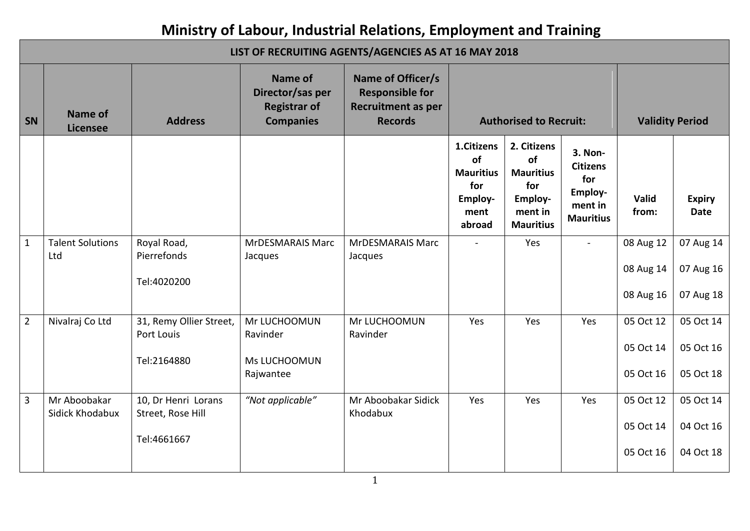# Ministry of Labour, Industrial Relations, Employment and Training

| LIST OF RECRUITING AGENTS/AGENCIES AS AT 16 MAY 2018 | | | | | | | | | |
|---|---|---|---|---|---|---|---|---|---|
| **SN** | **Name of Licensee** | **Address** | **Name of Director/sas per Registrar of Companies** | **Name of Officer/s Responsible for Recruitment as per Records** | **Authorised to Recruit:** | | | **Validity Period** | |
| | | | | | **1.Citizens of Mauritius for Employ-ment abroad** | **2. Citizens of Mauritius for Employ-ment in Mauritius** | **3. Non-Citizens for Employ-ment in Mauritius** | **Valid from:** | **Expiry Date** |
| 1 | Talent Solutions Ltd | Royal Road, Pierrefonds<br><br>Tel:4020200 | MrDESMARAIS Marc Jacques | MrDESMARAIS Marc Jacques | - | Yes | - | 08 Aug 12<br>08 Aug 14<br>08 Aug 16 | 07 Aug 14<br>07 Aug 16<br>07 Aug 18 |
| 2 | Nivalraj Co Ltd | 31, Remy Ollier Street, Port Louis<br><br>Tel:2164880 | Mr LUCHOOMUN Ravinder<br><br>Ms LUCHOOMUN Rajwantee | Mr LUCHOOMUN Ravinder | Yes | Yes | Yes | 05 Oct 12<br>05 Oct 14<br>05 Oct 16 | 05 Oct 14<br>05 Oct 16<br>05 Oct 18 |
| 3 | Mr Aboobakar Sidick Khodabux | 10, Dr Henri Lorans Street, Rose Hill<br><br>Tel:4661667 | *"Not applicable"* | Mr Aboobakar Sidick Khodabux | Yes | Yes | Yes | 05 Oct 12<br>05 Oct 14<br>05 Oct 16 | 05 Oct 14<br>04 Oct 16<br>04 Oct 18 |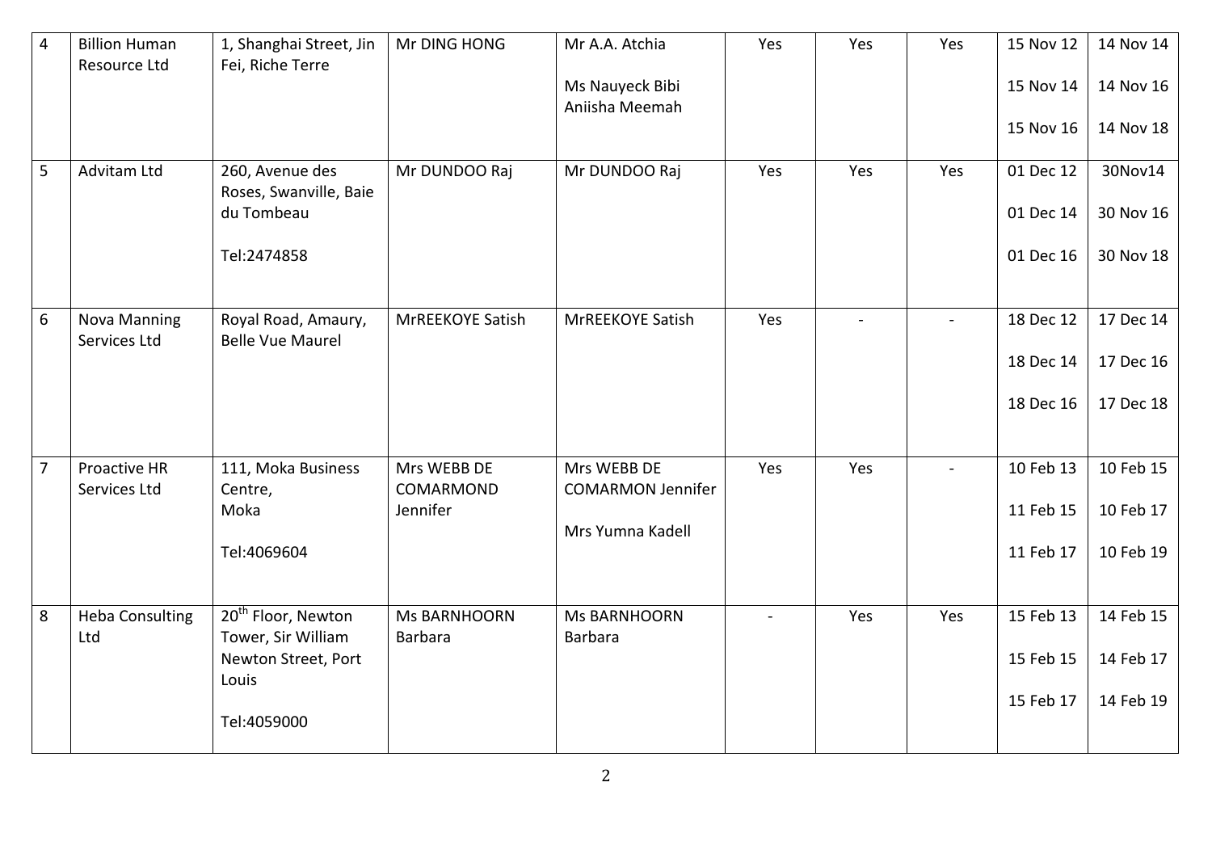| 4 | Billion Human Resource Ltd | 1, Shanghai Street, Jin Fei, Riche Terre | Mr DING HONG | Mr A.A. Atchia<br><br>Ms Nauyeck Bibi Aniisha Meemah | Yes | Yes | Yes | 15 Nov 12<br><br>15 Nov 14<br><br>15 Nov 16 | 14 Nov 14<br><br>14 Nov 16<br><br>14 Nov 18 |
|---|---|---|---|---|---|---|---|---|---|
| 5 | Advitam Ltd | 260, Avenue des Roses, Swanville, Baie du Tombeau<br><br>Tel:2474858 | Mr DUNDOO Raj | Mr DUNDOO Raj | Yes | Yes | Yes | 01 Dec 12<br><br>01 Dec 14<br><br>01 Dec 16 | 30Nov14<br><br>30 Nov 16<br><br>30 Nov 18 |
| 6 | Nova Manning Services Ltd | Royal Road, Amaury, Belle Vue Maurel | MrREEKOYE Satish | MrREEKOYE Satish | Yes | - | - | 18 Dec 12<br><br>18 Dec 14<br><br>18 Dec 16 | 17 Dec 14<br><br>17 Dec 16<br><br>17 Dec 18 |
| 7 | Proactive HR Services Ltd | 111, Moka Business Centre,<br>Moka<br><br>Tel:4069604 | Mrs WEBB DE COMARMOND Jennifer | Mrs WEBB DE COMARMON Jennifer<br><br>Mrs Yumna Kadell | Yes | Yes | - | 10 Feb 13<br><br>11 Feb 15<br><br>11 Feb 17 | 10 Feb 15<br><br>10 Feb 17<br><br>10 Feb 19 |
| 8 | Heba Consulting Ltd | 20th Floor, Newton Tower, Sir William Newton Street, Port Louis<br><br>Tel:4059000 | Ms BARNHOORN Barbara | Ms BARNHOORN Barbara | - | Yes | Yes | 15 Feb 13<br><br>15 Feb 15<br><br>15 Feb 17 | 14 Feb 15<br><br>14 Feb 17<br><br>14 Feb 19 |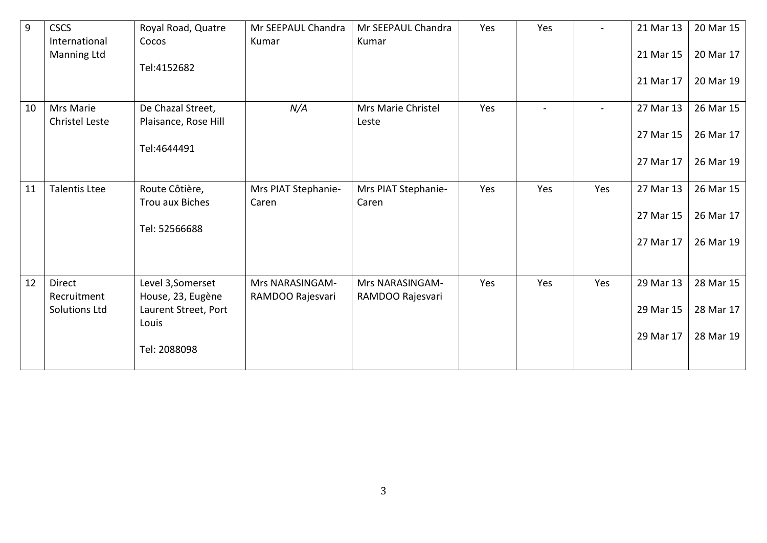| 9 | CSCS International Manning Ltd | Royal Road, Quatre Cocos<br><br>Tel:4152682 | Mr SEEPAUL Chandra Kumar | Mr SEEPAUL Chandra Kumar | Yes | Yes | - | 21 Mar 13<br><br>21 Mar 15<br><br>21 Mar 17 | 20 Mar 15<br><br>20 Mar 17<br><br>20 Mar 19 |
|---|---|---|---|---|---|---|---|---|---|
| 10 | Mrs Marie Christel Leste | De Chazal Street, Plaisance, Rose Hill<br><br>Tel:4644491 | *N/A* | Mrs Marie Christel Leste | Yes | - | - | 27 Mar 13<br><br>27 Mar 15<br><br>27 Mar 17 | 26 Mar 15<br><br>26 Mar 17<br><br>26 Mar 19 |
| 11 | Talentis Ltee | Route Côtière, Trou aux Biches<br><br>Tel: 52566688 | Mrs PIAT Stephanie-Caren | Mrs PIAT Stephanie-Caren | Yes | Yes | Yes | 27 Mar 13<br><br>27 Mar 15<br><br>27 Mar 17 | 26 Mar 15<br><br>26 Mar 17<br><br>26 Mar 19 |
| 12 | Direct Recruitment Solutions Ltd | Level 3,Somerset House, 23, Eugène Laurent Street, Port Louis<br><br>Tel: 2088098 | Mrs NARASINGAM-RAMDOO Rajesvari | Mrs NARASINGAM-RAMDOO Rajesvari | Yes | Yes | Yes | 29 Mar 13<br><br>29 Mar 15<br><br>29 Mar 17 | 28 Mar 15<br><br>28 Mar 17<br><br>28 Mar 19 |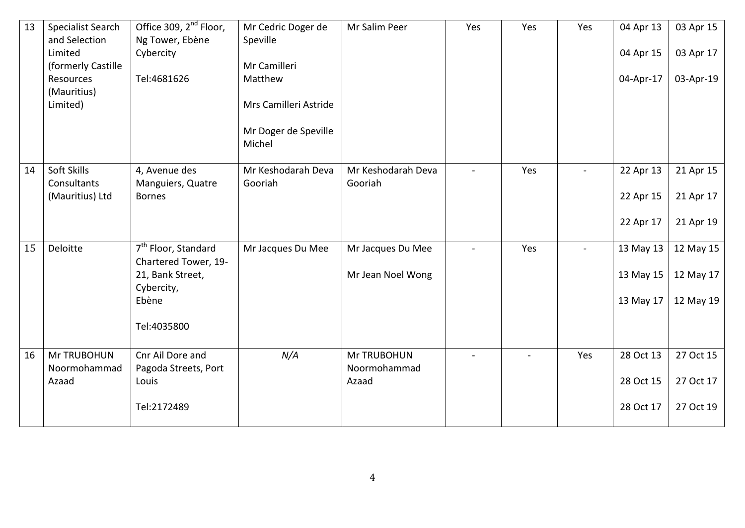| 13 | Specialist Search and Selection Limited (formerly Castille Resources (Mauritius) Limited) | Office 309, 2nd Floor, Ng Tower, Ebène Cybercity<br><br>Tel:4681626 | Mr Cedric Doger de Speville<br><br>Mr Camilleri Matthew<br><br>Mrs Camilleri Astride<br><br>Mr Doger de Speville Michel | Mr Salim Peer | Yes | Yes | Yes | 04 Apr 13<br><br>04 Apr 15<br><br>04-Apr-17 | 03 Apr 15<br><br>03 Apr 17<br><br>03-Apr-19 |
|---|---|---|---|---|---|---|---|---|---|
| 14 | Soft Skills Consultants (Mauritius) Ltd | 4, Avenue des Manguiers, Quatre Bornes | Mr Keshodarah Deva Gooriah | Mr Keshodarah Deva Gooriah | - | Yes | - | 22 Apr 13<br><br>22 Apr 15<br><br>22 Apr 17 | 21 Apr 15<br><br>21 Apr 17<br><br>21 Apr 19 |
| 15 | Deloitte | 7th Floor, Standard Chartered Tower, 19-21, Bank Street, Cybercity, Ebène<br><br>Tel:4035800 | Mr Jacques Du Mee | Mr Jacques Du Mee<br><br>Mr Jean Noel Wong | - | Yes | - | 13 May 13<br><br>13 May 15<br><br>13 May 17 | 12 May 15<br><br>12 May 17<br><br>12 May 19 |
| 16 | Mr TRUBOHUN Noormohammad Azaad | Cnr Ail Dore and Pagoda Streets, Port Louis<br><br>Tel:2172489 | *N/A* | Mr TRUBOHUN Noormohammad Azaad | - | - | Yes | 28 Oct 13<br><br>28 Oct 15<br><br>28 Oct 17 | 27 Oct 15<br><br>27 Oct 17<br><br>27 Oct 19 |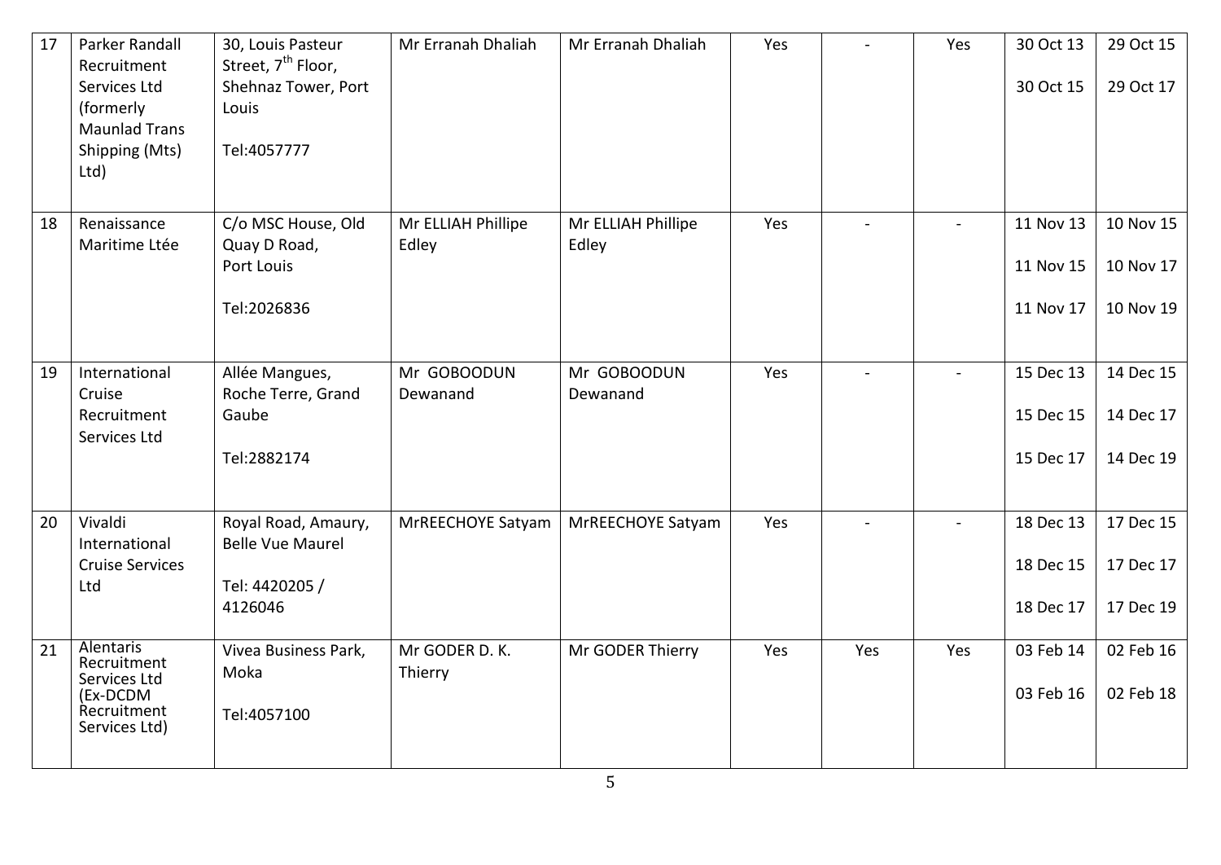| 17 | Parker Randall Recruitment Services Ltd (formerly Maunlad Trans Shipping (Mts) Ltd) | 30, Louis Pasteur Street, 7th Floor, Shehnaz Tower, Port Louis<br><br>Tel:4057777 | Mr Erranah Dhaliah | Mr Erranah Dhaliah | Yes | - | Yes | 30 Oct 13<br><br>30 Oct 15 | 29 Oct 15<br><br>29 Oct 17 |
|---|---|---|---|---|---|---|---|---|---|
| 18 | Renaissance Maritime Ltée | C/o MSC House, Old Quay D Road, Port Louis<br><br>Tel:2026836 | Mr ELLIAH Phillipe Edley | Mr ELLIAH Phillipe Edley | Yes | - | - | 11 Nov 13<br><br>11 Nov 15<br><br>11 Nov 17 | 10 Nov 15<br><br>10 Nov 17<br><br>10 Nov 19 |
| 19 | International Cruise Recruitment Services Ltd | Allée Mangues, Roche Terre, Grand Gaube<br><br>Tel:2882174 | Mr GOBOODUN Dewanand | Mr GOBOODUN Dewanand | Yes | - | - | 15 Dec 13<br><br>15 Dec 15<br><br>15 Dec 17 | 14 Dec 15<br><br>14 Dec 17<br><br>14 Dec 19 |
| 20 | Vivaldi International Cruise Services Ltd | Royal Road, Amaury, Belle Vue Maurel<br><br>Tel: 4420205 / 4126046 | MrREECHOYE Satyam | MrREECHOYE Satyam | Yes | - | - | 18 Dec 13<br><br>18 Dec 15<br><br>18 Dec 17 | 17 Dec 15<br><br>17 Dec 17<br><br>17 Dec 19 |
| 21 | Alentaris Recruitment Services Ltd (Ex-DCDM Recruitment Services Ltd) | Vivea Business Park, Moka<br><br>Tel:4057100 | Mr GODER D. K. Thierry | Mr GODER Thierry | Yes | Yes | Yes | 03 Feb 14<br><br>03 Feb 16 | 02 Feb 16<br><br>02 Feb 18 |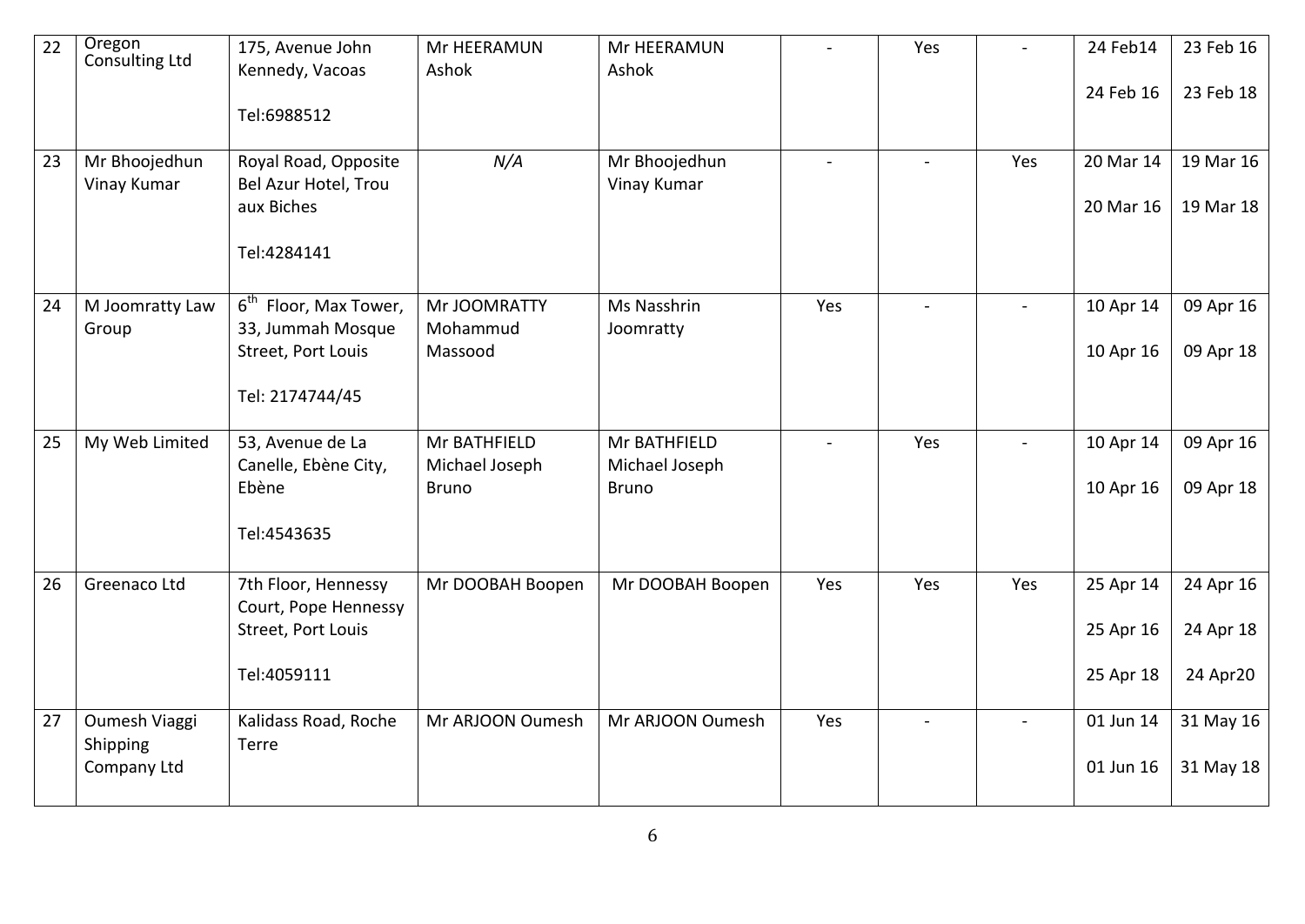| 22 | Oregon Consulting Ltd | 175, Avenue John Kennedy, Vacoas<br><br>Tel:6988512 | Mr HEERAMUN Ashok | Mr HEERAMUN Ashok | - | Yes | - | 24 Feb14<br><br>24 Feb 16 | 23 Feb 16<br><br>23 Feb 18 |
|---|---|---|---|---|---|---|---|---|---|
| 23 | Mr Bhoojedhun Vinay Kumar | Royal Road, Opposite Bel Azur Hotel, Trou aux Biches<br><br>Tel:4284141 | *N/A* | Mr Bhoojedhun Vinay Kumar | - | - | Yes | 20 Mar 14<br><br>20 Mar 16 | 19 Mar 16<br><br>19 Mar 18 |
| 24 | M Joomratty Law Group | 6th Floor, Max Tower, 33, Jummah Mosque Street, Port Louis<br><br>Tel: 2174744/45 | Mr JOOMRATTY Mohammud Massood | Ms Nasshrin Joomratty | Yes | - | - | 10 Apr 14<br><br>10 Apr 16 | 09 Apr 16<br><br>09 Apr 18 |
| 25 | My Web Limited | 53, Avenue de La Canelle, Ebène City, Ebène<br><br>Tel:4543635 | Mr BATHFIELD Michael Joseph Bruno | Mr BATHFIELD Michael Joseph Bruno | - | Yes | - | 10 Apr 14<br><br>10 Apr 16 | 09 Apr 16<br><br>09 Apr 18 |
| 26 | Greenaco Ltd | 7th Floor, Hennessy Court, Pope Hennessy Street, Port Louis<br><br>Tel:4059111 | Mr DOOBAH Boopen | Mr DOOBAH Boopen | Yes | Yes | Yes | 25 Apr 14<br><br>25 Apr 16<br><br>25 Apr 18 | 24 Apr 16<br><br>24 Apr 18<br><br>24 Apr20 |
| 27 | Oumesh Viaggi Shipping Company Ltd | Kalidass Road, Roche Terre | Mr ARJOON Oumesh | Mr ARJOON Oumesh | Yes | - | - | 01 Jun 14<br><br>01 Jun 16 | 31 May 16<br><br>31 May 18 |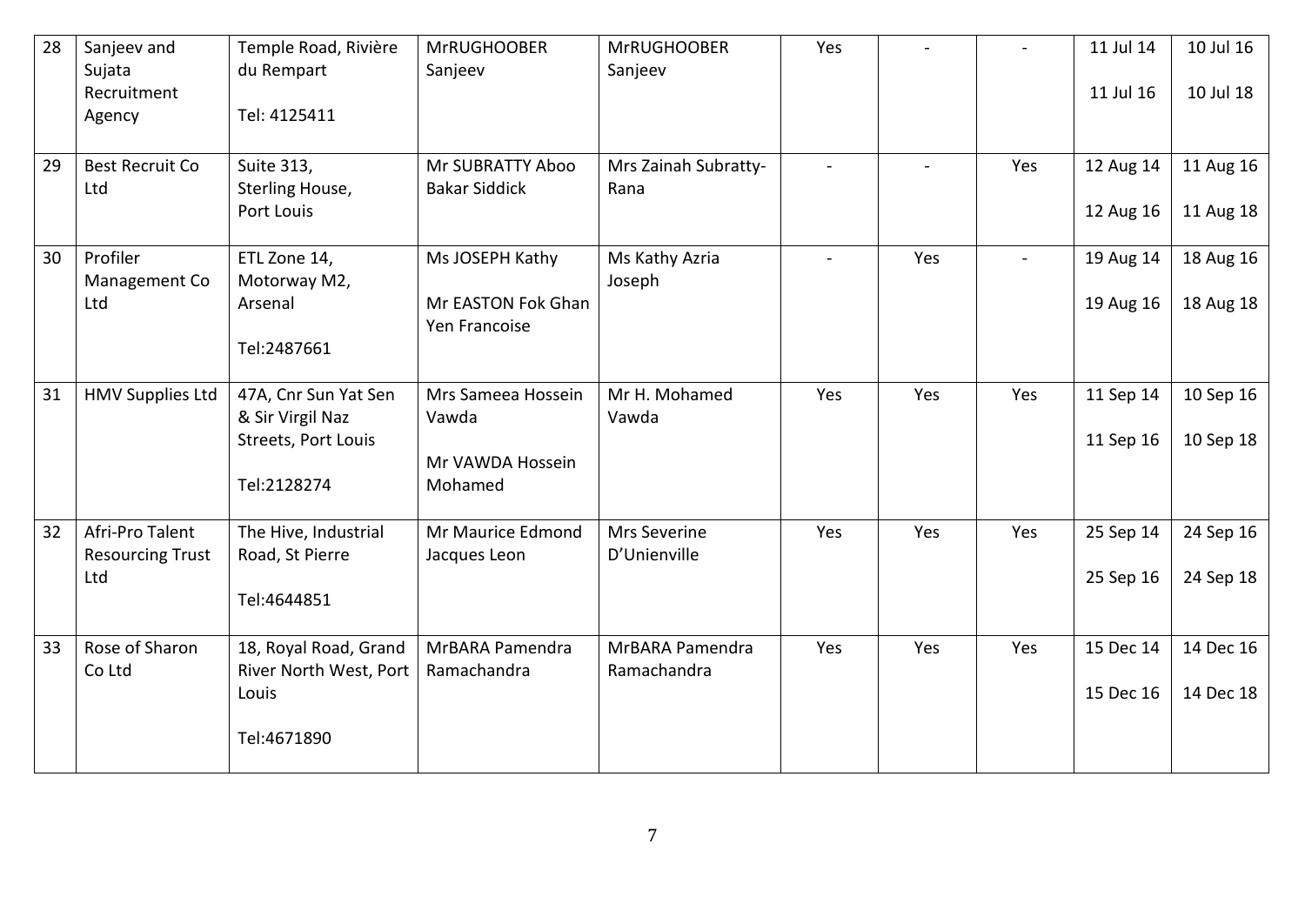| 28 | Sanjeev and Sujata Recruitment Agency | Temple Road, Rivière du Rempart<br><br>Tel: 4125411 | MrRUGHOOBER Sanjeev | MrRUGHOOBER Sanjeev | Yes | - | - | 11 Jul 14<br><br>11 Jul 16 | 10 Jul 16<br><br>10 Jul 18 |
|---|---|---|---|---|---|---|---|---|---|
| 29 | Best Recruit Co Ltd | Suite 313, Sterling House, Port Louis | Mr SUBRATTY Aboo Bakar Siddick | Mrs Zainah Subratty-Rana | - | - | Yes | 12 Aug 14<br><br>12 Aug 16 | 11 Aug 16<br><br>11 Aug 18 |
| 30 | Profiler Management Co Ltd | ETL Zone 14, Motorway M2, Arsenal<br><br>Tel:2487661 | Ms JOSEPH Kathy<br><br>Mr EASTON Fok Ghan Yen Francoise | Ms Kathy Azria Joseph | - | Yes | - | 19 Aug 14<br><br>19 Aug 16 | 18 Aug 16<br><br>18 Aug 18 |
| 31 | HMV Supplies Ltd | 47A, Cnr Sun Yat Sen & Sir Virgil Naz Streets, Port Louis<br><br>Tel:2128274 | Mrs Sameea Hossein Vawda<br><br>Mr VAWDA Hossein Mohamed | Mr H. Mohamed Vawda | Yes | Yes | Yes | 11 Sep 14<br><br>11 Sep 16 | 10 Sep 16<br><br>10 Sep 18 |
| 32 | Afri-Pro Talent Resourcing Trust Ltd | The Hive, Industrial Road, St Pierre<br><br>Tel:4644851 | Mr Maurice Edmond Jacques Leon | Mrs Severine D'Unienville | Yes | Yes | Yes | 25 Sep 14<br><br>25 Sep 16 | 24 Sep 16<br><br>24 Sep 18 |
| 33 | Rose of Sharon Co Ltd | 18, Royal Road, Grand River North West, Port Louis<br><br>Tel:4671890 | MrBARA Pamendra Ramachandra | MrBARA Pamendra Ramachandra | Yes | Yes | Yes | 15 Dec 14<br><br>15 Dec 16 | 14 Dec 16<br><br>14 Dec 18 |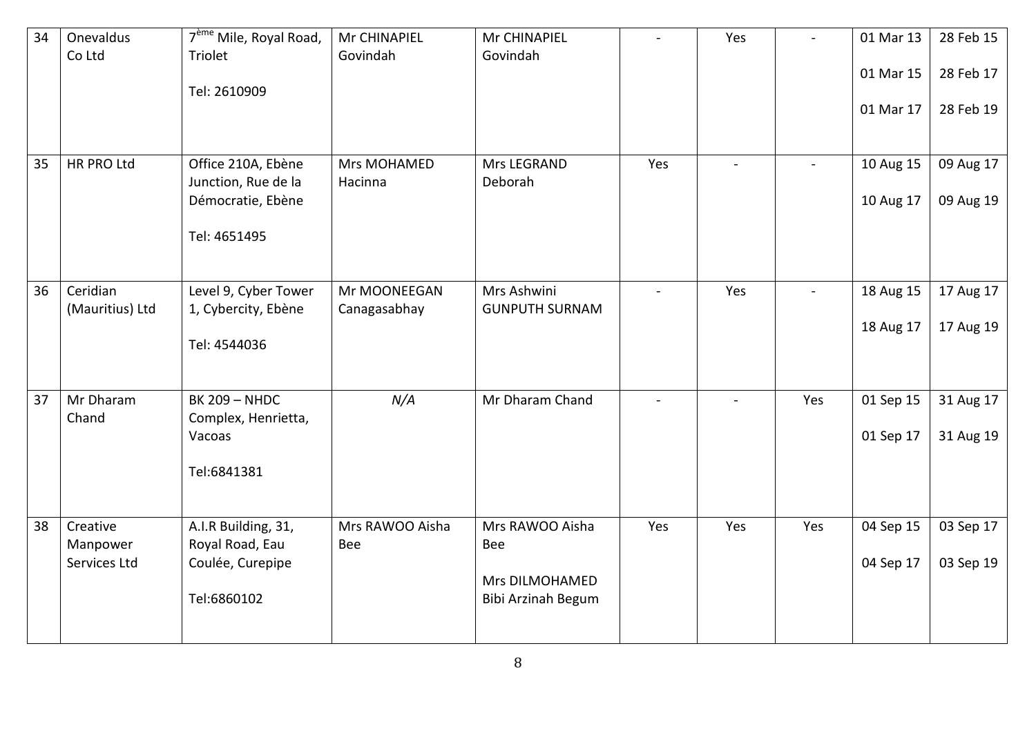| 34 | Onevaldus Co Ltd | 7[ème] Mile, Royal Road, Triolet<br><br>Tel: 2610909 | Mr CHINAPIEL Govindah | Mr CHINAPIEL Govindah | - | Yes | - | 01 Mar 13<br><br>01 Mar 15<br><br>01 Mar 17 | 28 Feb 15<br><br>28 Feb 17<br><br>28 Feb 19 |
|---|---|---|---|---|---|---|---|---|---|
| 35 | HR PRO Ltd | Office 210A, Ebène Junction, Rue de la Démocratie, Ebène<br><br>Tel: 4651495 | Mrs MOHAMED Hacinna | Mrs LEGRAND Deborah | Yes | - | - | 10 Aug 15<br><br>10 Aug 17 | 09 Aug 17<br><br>09 Aug 19 |
| 36 | Ceridian (Mauritius) Ltd | Level 9, Cyber Tower 1, Cybercity, Ebène<br><br>Tel: 4544036 | Mr MOONEEGAN Canagasabhay | Mrs Ashwini GUNPUTH SURNAM | - | Yes | - | 18 Aug 15<br><br>18 Aug 17 | 17 Aug 17<br><br>17 Aug 19 |
| 37 | Mr Dharam Chand | BK 209 – NHDC Complex, Henrietta, Vacoas<br><br>Tel:6841381 | *N/A* | Mr Dharam Chand | - | - | Yes | 01 Sep 15<br><br>01 Sep 17 | 31 Aug 17<br><br>31 Aug 19 |
| 38 | Creative Manpower Services Ltd | A.I.R Building, 31, Royal Road, Eau Coulée, Curepipe<br><br>Tel:6860102 | Mrs RAWOO Aisha Bee | Mrs RAWOO Aisha Bee<br><br>Mrs DILMOHAMED Bibi Arzinah Begum | Yes | Yes | Yes | 04 Sep 15<br><br>04 Sep 17 | 03 Sep 17<br><br>03 Sep 19 |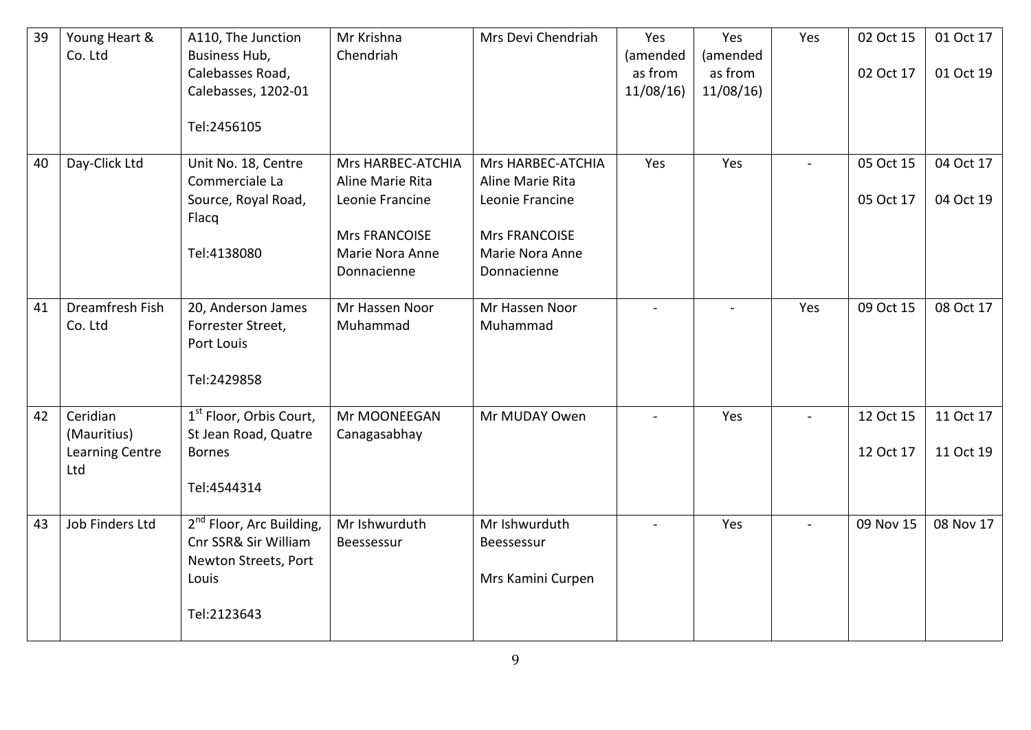| 39 | Young Heart & Co. Ltd | A110, The Junction Business Hub, Calebasses Road, Calebasses, 1202-01<br><br>Tel:2456105 | Mr Krishna Chendriah | Mrs Devi Chendriah | Yes (amended as from 11/08/16) | Yes (amended as from 11/08/16) | Yes | 02 Oct 15<br><br>02 Oct 17 | 01 Oct 17<br><br>01 Oct 19 |
|---|---|---|---|---|---|---|---|---|---|
| 40 | Day-Click Ltd | Unit No. 18, Centre Commerciale La Source, Royal Road, Flacq<br><br>Tel:4138080 | Mrs HARBEC-ATCHIA Aline Marie Rita Leonie Francine<br><br>Mrs FRANCOISE Marie Nora Anne Donnacienne | Mrs HARBEC-ATCHIA Aline Marie Rita Leonie Francine<br><br>Mrs FRANCOISE Marie Nora Anne Donnacienne | Yes | Yes | - | 05 Oct 15<br><br>05 Oct 17 | 04 Oct 17<br><br>04 Oct 19 |
| 41 | Dreamfresh Fish Co. Ltd | 20, Anderson James Forrester Street, Port Louis<br><br>Tel:2429858 | Mr Hassen Noor Muhammad | Mr Hassen Noor Muhammad | - | - | Yes | 09 Oct 15 | 08 Oct 17 |
| 42 | Ceridian (Mauritius) Learning Centre Ltd | 1st Floor, Orbis Court, St Jean Road, Quatre Bornes<br><br>Tel:4544314 | Mr MOONEEGAN Canagasabhay | Mr MUDAY Owen | - | Yes | - | 12 Oct 15<br><br>12 Oct 17 | 11 Oct 17<br><br>11 Oct 19 |
| 43 | Job Finders Ltd | 2nd Floor, Arc Building, Cnr SSR& Sir William Newton Streets, Port Louis<br><br>Tel:2123643 | Mr Ishwurduth Beessessur | Mr Ishwurduth Beessessur<br><br>Mrs Kamini Curpen | - | Yes | - | 09 Nov 15 | 08 Nov 17 |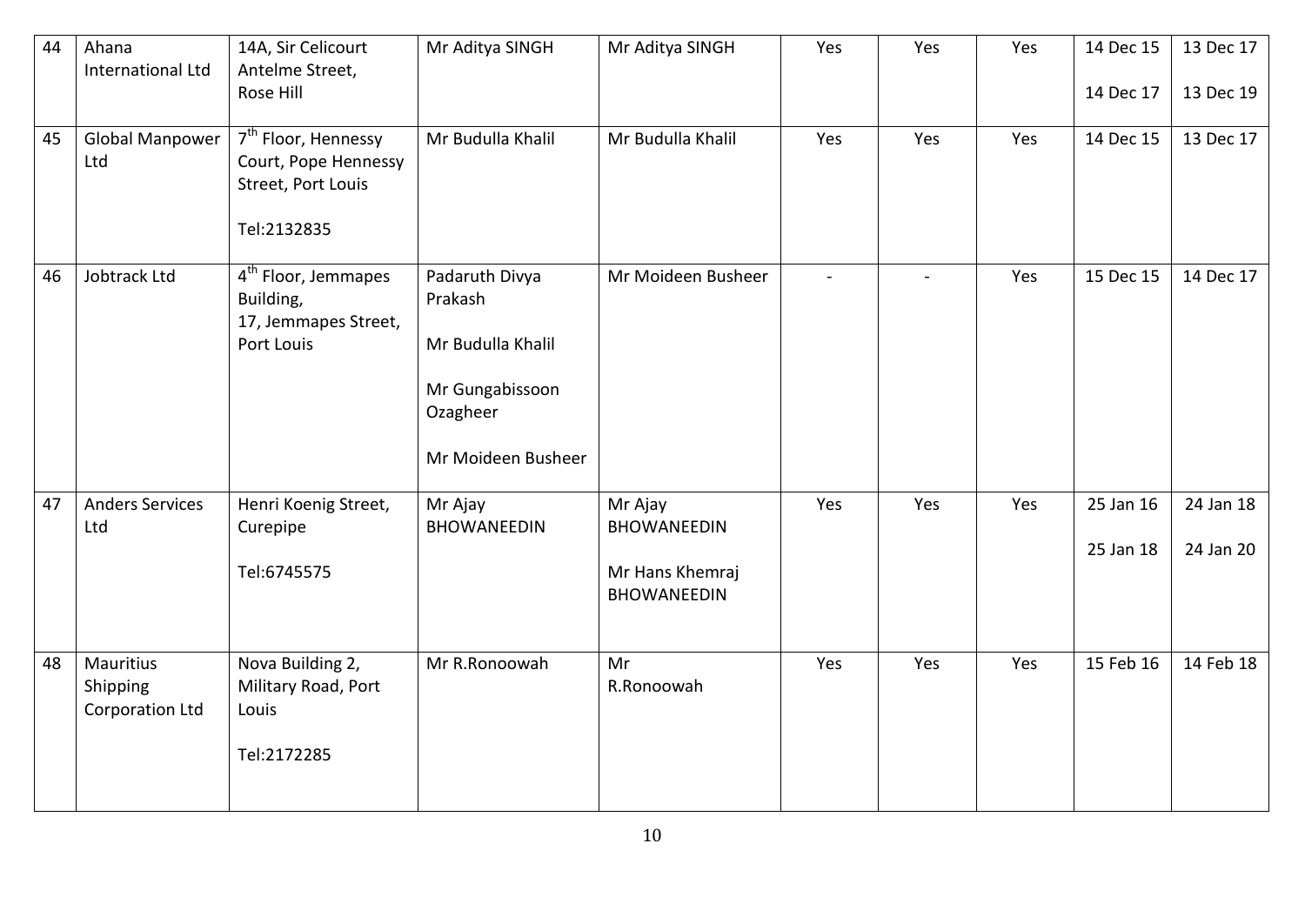| 44 | Ahana International Ltd | 14A, Sir Celicourt Antelme Street, Rose Hill | Mr Aditya SINGH | Mr Aditya SINGH | Yes | Yes | Yes | 14 Dec 15<br><br>14 Dec 17 | 13 Dec 17<br><br>13 Dec 19 |
|---|---|---|---|---|---|---|---|---|---|
| 45 | Global Manpower Ltd | 7th Floor, Hennessy Court, Pope Hennessy Street, Port Louis<br><br>Tel:2132835 | Mr Budulla Khalil | Mr Budulla Khalil | Yes | Yes | Yes | 14 Dec 15 | 13 Dec 17 |
| 46 | Jobtrack Ltd | 4th Floor, Jemmapes Building, 17, Jemmapes Street, Port Louis | Padaruth Divya Prakash<br><br>Mr Budulla Khalil<br><br>Mr Gungabissoon Ozagheer<br><br>Mr Moideen Busheer | Mr Moideen Busheer | - | - | Yes | 15 Dec 15 | 14 Dec 17 |
| 47 | Anders Services Ltd | Henri Koenig Street, Curepipe<br><br>Tel:6745575 | Mr Ajay BHOWANEEDIN | Mr Ajay BHOWANEEDIN<br><br>Mr Hans Khemraj BHOWANEEDIN | Yes | Yes | Yes | 25 Jan 16<br><br>25 Jan 18 | 24 Jan 18<br><br>24 Jan 20 |
| 48 | Mauritius Shipping Corporation Ltd | Nova Building 2, Military Road, Port Louis<br><br>Tel:2172285 | Mr R.Ronoowah | Mr R.Ronoowah | Yes | Yes | Yes | 15 Feb 16 | 14 Feb 18 |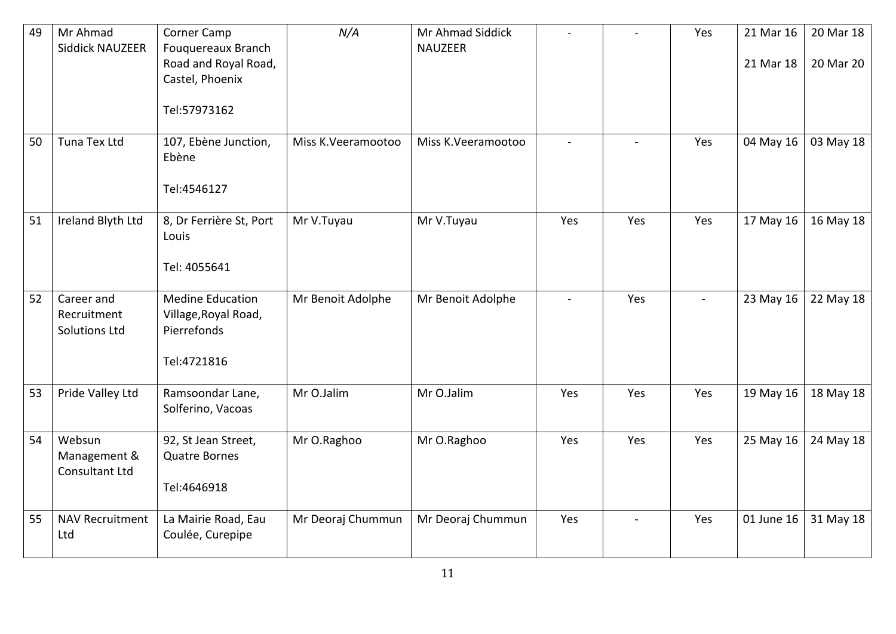| 49 | Mr Ahmad Siddick NAUZEER | Corner Camp Fouquereaux Branch Road and Royal Road, Castel, Phoenix<br><br>Tel:57973162 | *N/A* | Mr Ahmad Siddick NAUZEER | - | - | Yes | 21 Mar 16<br><br>21 Mar 18 | 20 Mar 18<br><br>20 Mar 20 |
|---|---|---|---|---|---|---|---|---|---|
| 50 | Tuna Tex Ltd | 107, Ebène Junction, Ebène<br><br>Tel:4546127 | Miss K.Veeramootoo | Miss K.Veeramootoo | - | - | Yes | 04 May 16 | 03 May 18 |
| 51 | Ireland Blyth Ltd | 8, Dr Ferrière St, Port Louis<br><br>Tel: 4055641 | Mr V.Tuyau | Mr V.Tuyau | Yes | Yes | Yes | 17 May 16 | 16 May 18 |
| 52 | Career and Recruitment Solutions Ltd | Medine Education Village,Royal Road, Pierrefonds<br><br>Tel:4721816 | Mr Benoit Adolphe | Mr Benoit Adolphe | - | Yes | - | 23 May 16 | 22 May 18 |
| 53 | Pride Valley Ltd | Ramsoondar Lane, Solferino, Vacoas | Mr O.Jalim | Mr O.Jalim | Yes | Yes | Yes | 19 May 16 | 18 May 18 |
| 54 | Websun Management & Consultant Ltd | 92, St Jean Street, Quatre Bornes<br><br>Tel:4646918 | Mr O.Raghoo | Mr O.Raghoo | Yes | Yes | Yes | 25 May 16 | 24 May 18 |
| 55 | NAV Recruitment Ltd | La Mairie Road, Eau Coulée, Curepipe | Mr Deoraj Chummun | Mr Deoraj Chummun | Yes | - | Yes | 01 June 16 | 31 May 18 |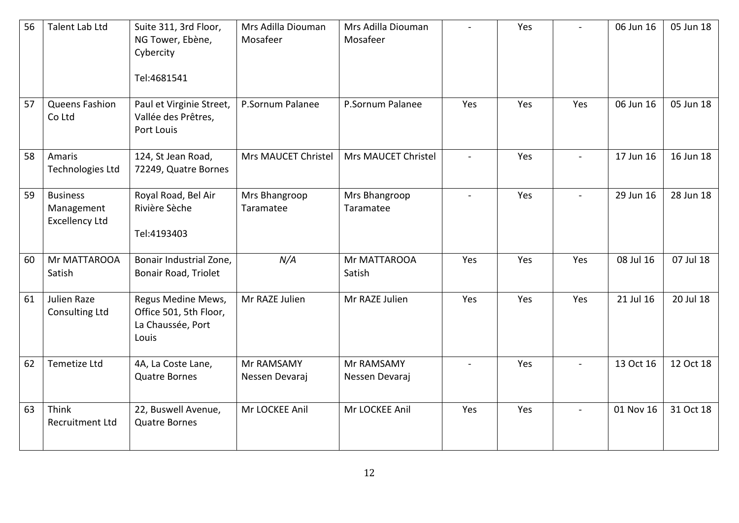| 56 | Talent Lab Ltd | Suite 311, 3rd Floor, NG Tower, Ebène, Cybercity<br><br>Tel:4681541 | Mrs Adilla Diouman Mosafeer | Mrs Adilla Diouman Mosafeer | - | Yes | - | 06 Jun 16 | 05 Jun 18 |
|---|---|---|---|---|---|---|---|---|---|
| 57 | Queens Fashion Co Ltd | Paul et Virginie Street, Vallée des Prêtres, Port Louis | P.Sornum Palanee | P.Sornum Palanee | Yes | Yes | Yes | 06 Jun 16 | 05 Jun 18 |
| 58 | Amaris Technologies Ltd | 124, St Jean Road, 72249, Quatre Bornes | Mrs MAUCET Christel | Mrs MAUCET Christel | - | Yes | - | 17 Jun 16 | 16 Jun 18 |
| 59 | Business Management Excellency Ltd | Royal Road, Bel Air Rivière Sèche<br><br>Tel:4193403 | Mrs Bhangroop Taramatee | Mrs Bhangroop Taramatee | - | Yes | - | 29 Jun 16 | 28 Jun 18 |
| 60 | Mr MATTAROOA Satish | Bonair Industrial Zone, Bonair Road, Triolet | *N/A* | Mr MATTAROOA Satish | Yes | Yes | Yes | 08 Jul 16 | 07 Jul 18 |
| 61 | Julien Raze Consulting Ltd | Regus Medine Mews, Office 501, 5th Floor, La Chaussée, Port Louis | Mr RAZE Julien | Mr RAZE Julien | Yes | Yes | Yes | 21 Jul 16 | 20 Jul 18 |
| 62 | Temetize Ltd | 4A, La Coste Lane, Quatre Bornes | Mr RAMSAMY Nessen Devaraj | Mr RAMSAMY Nessen Devaraj | - | Yes | - | 13 Oct 16 | 12 Oct 18 |
| 63 | Think Recruitment Ltd | 22, Buswell Avenue, Quatre Bornes | Mr LOCKEE Anil | Mr LOCKEE Anil | Yes | Yes | - | 01 Nov 16 | 31 Oct 18 |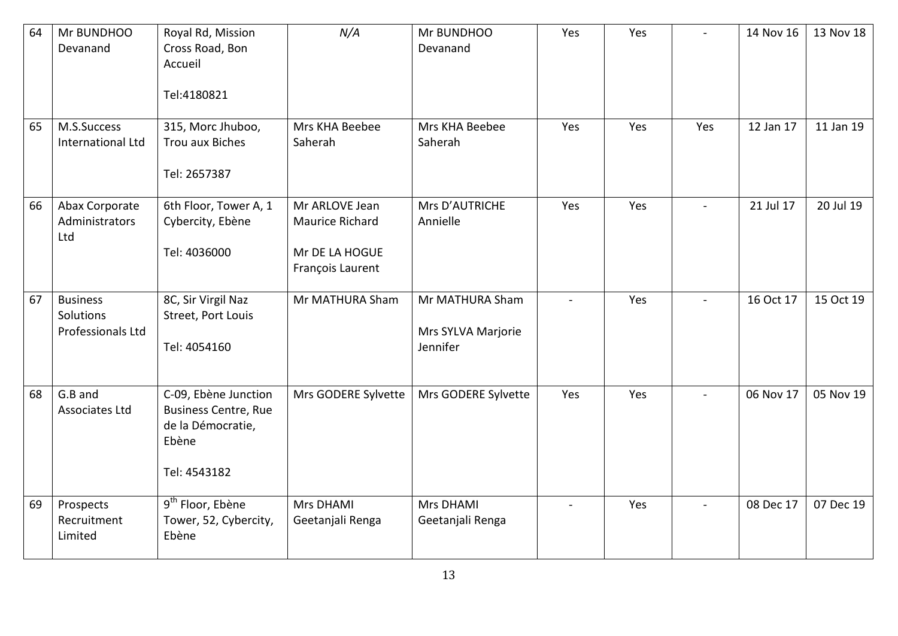| 64 | Mr BUNDHOO Devanand | Royal Rd, Mission Cross Road, Bon Accueil<br><br>Tel:4180821 | *N/A* | Mr BUNDHOO Devanand | Yes | Yes | - | 14 Nov 16 | 13 Nov 18 |
|---|---|---|---|---|---|---|---|---|---|
| 65 | M.S.Success International Ltd | 315, Morc Jhuboo, Trou aux Biches<br><br>Tel: 2657387 | Mrs KHA Beebee Saherah | Mrs KHA Beebee Saherah | Yes | Yes | Yes | 12 Jan 17 | 11 Jan 19 |
| 66 | Abax Corporate Administrators Ltd | 6th Floor, Tower A, 1 Cybercity, Ebène<br><br>Tel: 4036000 | Mr ARLOVE Jean Maurice Richard<br><br>Mr DE LA HOGUE François Laurent | Mrs D'AUTRICHE Annielle | Yes | Yes | - | 21 Jul 17 | 20 Jul 19 |
| 67 | Business Solutions Professionals Ltd | 8C, Sir Virgil Naz Street, Port Louis<br><br>Tel: 4054160 | Mr MATHURA Sham | Mr MATHURA Sham<br><br>Mrs SYLVA Marjorie Jennifer | - | Yes | - | 16 Oct 17 | 15 Oct 19 |
| 68 | G.B and Associates Ltd | C-09, Ebène Junction Business Centre, Rue de la Démocratie, Ebène<br><br>Tel: 4543182 | Mrs GODERE Sylvette | Mrs GODERE Sylvette | Yes | Yes | - | 06 Nov 17 | 05 Nov 19 |
| 69 | Prospects Recruitment Limited | 9th Floor, Ebène Tower, 52, Cybercity, Ebène | Mrs DHAMI Geetanjali Renga | Mrs DHAMI Geetanjali Renga | - | Yes | - | 08 Dec 17 | 07 Dec 19 |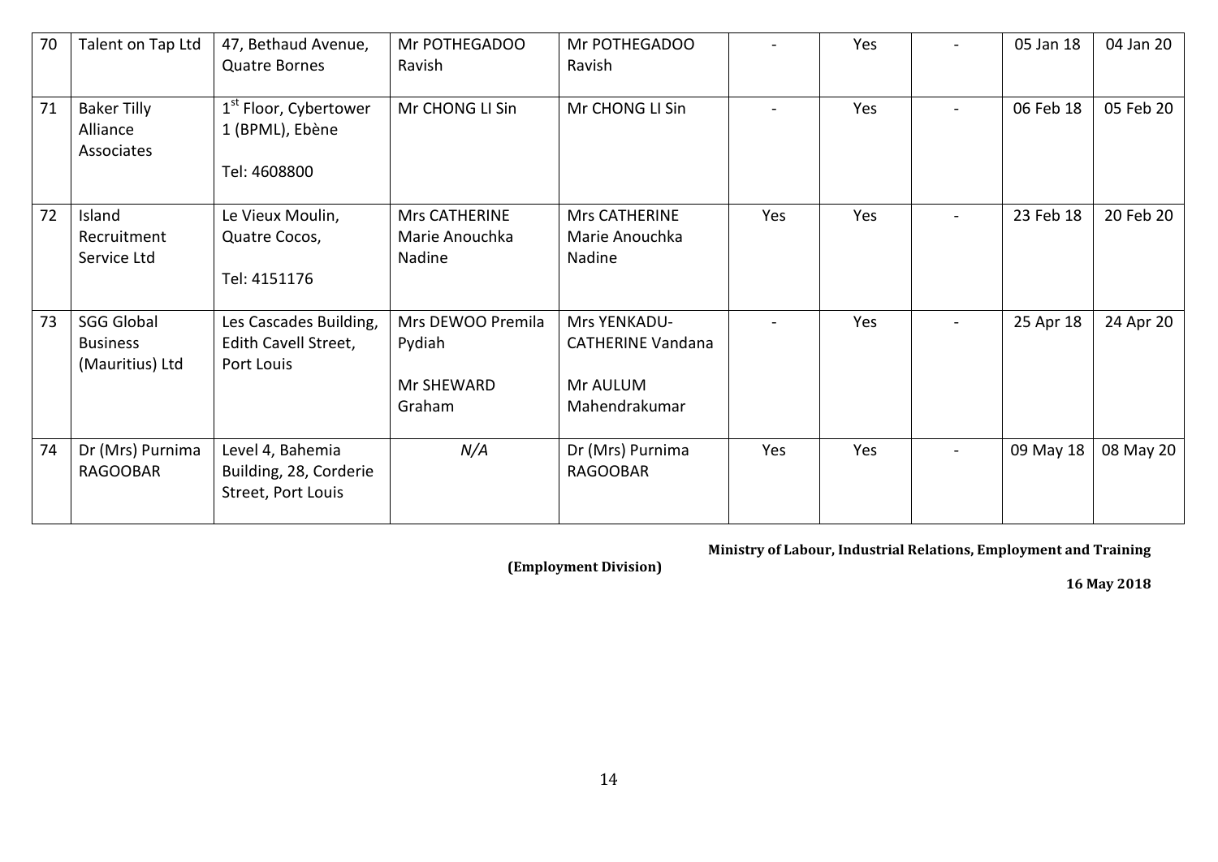| | | | | | | | | | |
|---|---|---|---|---|---|---|---|---|---|
| 70 | Talent on Tap Ltd | 47, Bethaud Avenue, Quatre Bornes | Mr POTHEGADOO Ravish | Mr POTHEGADOO Ravish | - | Yes | - | 05 Jan 18 | 04 Jan 20 |
| 71 | Baker Tilly Alliance Associates | 1st Floor, Cybertower 1 (BPML), Ebène<br><br>Tel: 4608800 | Mr CHONG LI Sin | Mr CHONG LI Sin | - | Yes | - | 06 Feb 18 | 05 Feb 20 |
| 72 | Island Recruitment Service Ltd | Le Vieux Moulin, Quatre Cocos,<br><br>Tel: 4151176 | Mrs CATHERINE Marie Anouchka Nadine | Mrs CATHERINE Marie Anouchka Nadine | Yes | Yes | - | 23 Feb 18 | 20 Feb 20 |
| 73 | SGG Global Business (Mauritius) Ltd | Les Cascades Building, Edith Cavell Street, Port Louis | Mrs DEWOO Premila Pydiah<br><br>Mr SHEWARD Graham | Mrs YENKADU-CATHERINE Vandana<br><br>Mr AULUM Mahendrakumar | - | Yes | - | 25 Apr 18 | 24 Apr 20 |
| 74 | Dr (Mrs) Purnima RAGOOBAR | Level 4, Bahemia Building, 28, Corderie Street, Port Louis | *N/A* | Dr (Mrs) Purnima RAGOOBAR | Yes | Yes | - | 09 May 18 | 08 May 20 |

**Ministry of Labour, Industrial Relations, Employment and Training**

**(Employment Division)**

**16 May 2018**